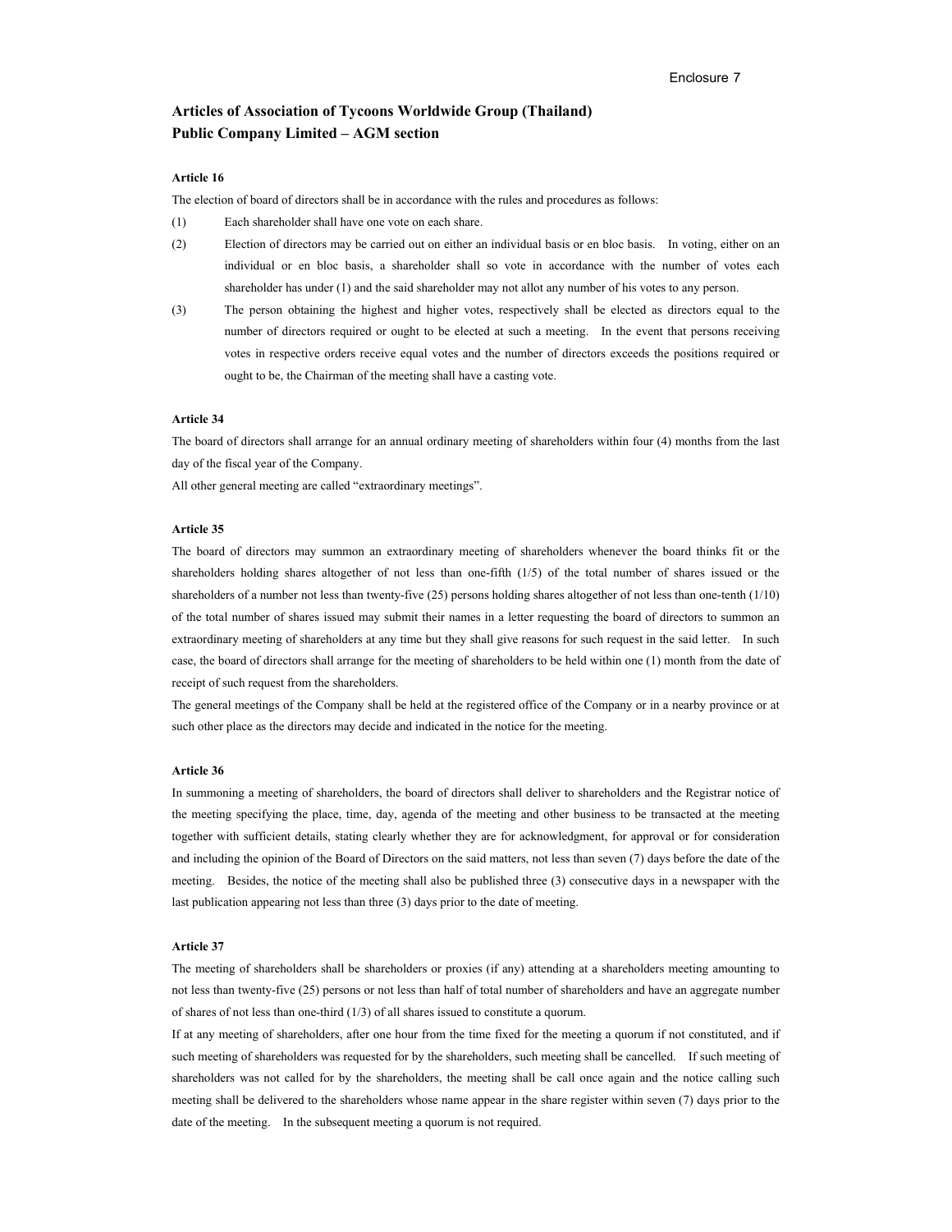Enclosure 7

## Articles of Association of Tycoons Worldwide Group (Thailand) Public Company Limited – AGM section

### Article 16

The election of board of directors shall be in accordance with the rules and procedures as follows:

(1) Each shareholder shall have one vote on each share.

(2) Election of directors may be carried out on either an individual basis or en bloc basis. In voting, either on an individual or en bloc basis, a shareholder shall so vote in accordance with the number of votes each shareholder has under (1) and the said shareholder may not allot any number of his votes to any person.

(3) The person obtaining the highest and higher votes, respectively shall be elected as directors equal to the number of directors required or ought to be elected at such a meeting. In the event that persons receiving votes in respective orders receive equal votes and the number of directors exceeds the positions required or ought to be, the Chairman of the meeting shall have a casting vote.

### Article 34

The board of directors shall arrange for an annual ordinary meeting of shareholders within four (4) months from the last day of the fiscal year of the Company.

All other general meeting are called "extraordinary meetings".

### Article 35

The board of directors may summon an extraordinary meeting of shareholders whenever the board thinks fit or the shareholders holding shares altogether of not less than one-fifth (1/5) of the total number of shares issued or the shareholders of a number not less than twenty-five (25) persons holding shares altogether of not less than one-tenth (1/10) of the total number of shares issued may submit their names in a letter requesting the board of directors to summon an extraordinary meeting of shareholders at any time but they shall give reasons for such request in the said letter. In such case, the board of directors shall arrange for the meeting of shareholders to be held within one (1) month from the date of receipt of such request from the shareholders.

The general meetings of the Company shall be held at the registered office of the Company or in a nearby province or at such other place as the directors may decide and indicated in the notice for the meeting.

### Article 36

In summoning a meeting of shareholders, the board of directors shall deliver to shareholders and the Registrar notice of the meeting specifying the place, time, day, agenda of the meeting and other business to be transacted at the meeting together with sufficient details, stating clearly whether they are for acknowledgment, for approval or for consideration and including the opinion of the Board of Directors on the said matters, not less than seven (7) days before the date of the meeting. Besides, the notice of the meeting shall also be published three (3) consecutive days in a newspaper with the last publication appearing not less than three (3) days prior to the date of meeting.

### Article 37

The meeting of shareholders shall be shareholders or proxies (if any) attending at a shareholders meeting amounting to not less than twenty-five (25) persons or not less than half of total number of shareholders and have an aggregate number of shares of not less than one-third (1/3) of all shares issued to constitute a quorum.

If at any meeting of shareholders, after one hour from the time fixed for the meeting a quorum if not constituted, and if such meeting of shareholders was requested for by the shareholders, such meeting shall be cancelled. If such meeting of shareholders was not called for by the shareholders, the meeting shall be call once again and the notice calling such meeting shall be delivered to the shareholders whose name appear in the share register within seven (7) days prior to the date of the meeting. In the subsequent meeting a quorum is not required.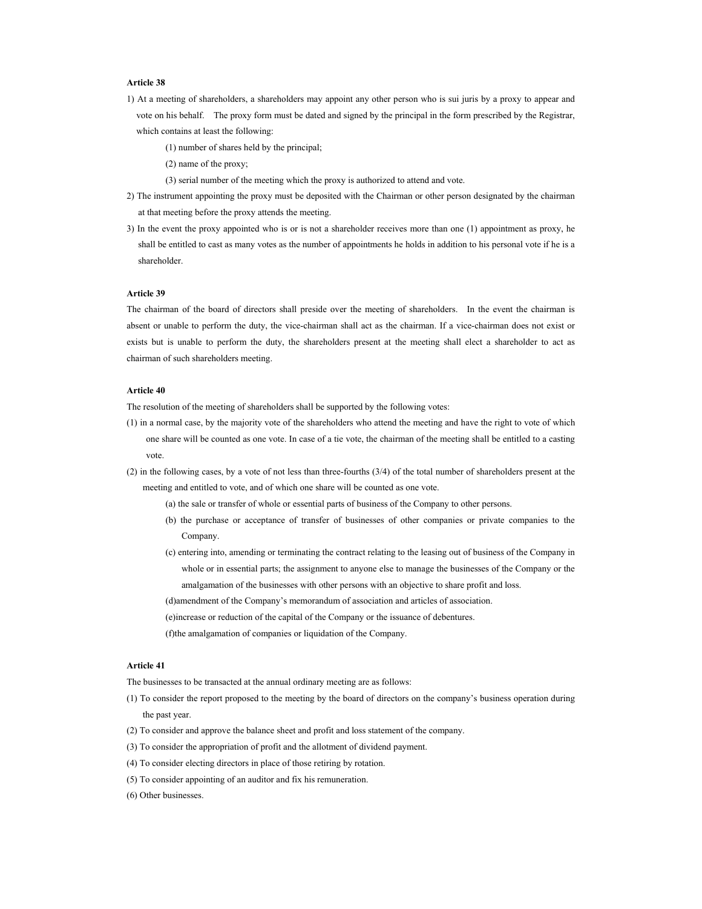**Article 38**

1) At a meeting of shareholders, a shareholders may appoint any other person who is sui juris by a proxy to appear and vote on his behalf. The proxy form must be dated and signed by the principal in the form prescribed by the Registrar, which contains at least the following:

   (1) number of shares held by the principal;

   (2) name of the proxy;

   (3) serial number of the meeting which the proxy is authorized to attend and vote.

2) The instrument appointing the proxy must be deposited with the Chairman or other person designated by the chairman at that meeting before the proxy attends the meeting.

3) In the event the proxy appointed who is or is not a shareholder receives more than one (1) appointment as proxy, he shall be entitled to cast as many votes as the number of appointments he holds in addition to his personal vote if he is a shareholder.

**Article 39**

The chairman of the board of directors shall preside over the meeting of shareholders. In the event the chairman is absent or unable to perform the duty, the vice-chairman shall act as the chairman. If a vice-chairman does not exist or exists but is unable to perform the duty, the shareholders present at the meeting shall elect a shareholder to act as chairman of such shareholders meeting.

**Article 40**

The resolution of the meeting of shareholders shall be supported by the following votes:

(1) in a normal case, by the majority vote of the shareholders who attend the meeting and have the right to vote of which one share will be counted as one vote. In case of a tie vote, the chairman of the meeting shall be entitled to a casting vote.

(2) in the following cases, by a vote of not less than three-fourths (3/4) of the total number of shareholders present at the meeting and entitled to vote, and of which one share will be counted as one vote.

   (a) the sale or transfer of whole or essential parts of business of the Company to other persons.

   (b) the purchase or acceptance of transfer of businesses of other companies or private companies to the Company.

   (c) entering into, amending or terminating the contract relating to the leasing out of business of the Company in whole or in essential parts; the assignment to anyone else to manage the businesses of the Company or the amalgamation of the businesses with other persons with an objective to share profit and loss.

   (d)amendment of the Company's memorandum of association and articles of association.

   (e)increase or reduction of the capital of the Company or the issuance of debentures.

   (f)the amalgamation of companies or liquidation of the Company.

**Article 41**

The businesses to be transacted at the annual ordinary meeting are as follows:

(1) To consider the report proposed to the meeting by the board of directors on the company's business operation during the past year.

(2) To consider and approve the balance sheet and profit and loss statement of the company.

(3) To consider the appropriation of profit and the allotment of dividend payment.

(4) To consider electing directors in place of those retiring by rotation.

(5) To consider appointing of an auditor and fix his remuneration.

(6) Other businesses.